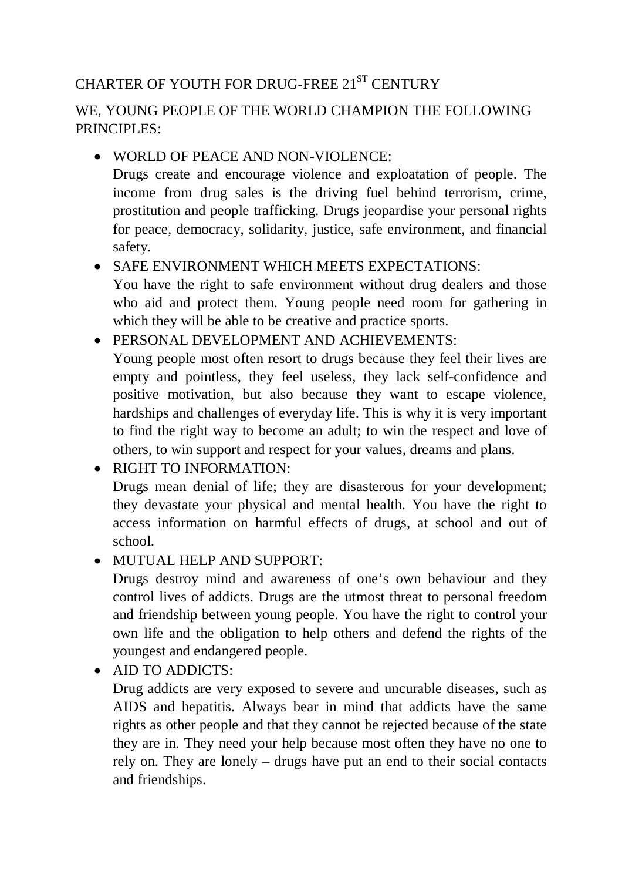# CHARTER OF YOUTH FOR DRUG-FREE 21ST CENTURY

WE, YOUNG PEOPLE OF THE WORLD CHAMPION THE FOLLOWING PRINCIPLES:

- WORLD OF PEACE AND NON-VIOLENCE:
  Drugs create and encourage violence and exploatation of people. The income from drug sales is the driving fuel behind terrorism, crime, prostitution and people trafficking. Drugs jeopardise your personal rights for peace, democracy, solidarity, justice, safe environment, and financial safety.
- SAFE ENVIRONMENT WHICH MEETS EXPECTATIONS:
  You have the right to safe environment without drug dealers and those who aid and protect them. Young people need room for gathering in which they will be able to be creative and practice sports.
- PERSONAL DEVELOPMENT AND ACHIEVEMENTS:
  Young people most often resort to drugs because they feel their lives are empty and pointless, they feel useless, they lack self-confidence and positive motivation, but also because they want to escape violence, hardships and challenges of everyday life. This is why it is very important to find the right way to become an adult; to win the respect and love of others, to win support and respect for your values, dreams and plans.
- RIGHT TO INFORMATION:
  Drugs mean denial of life; they are disasterous for your development; they devastate your physical and mental health. You have the right to access information on harmful effects of drugs, at school and out of school.
- MUTUAL HELP AND SUPPORT:
  Drugs destroy mind and awareness of one's own behaviour and they control lives of addicts. Drugs are the utmost threat to personal freedom and friendship between young people. You have the right to control your own life and the obligation to help others and defend the rights of the youngest and endangered people.
- AID TO ADDICTS:
  Drug addicts are very exposed to severe and uncurable diseases, such as AIDS and hepatitis. Always bear in mind that addicts have the same rights as other people and that they cannot be rejected because of the state they are in. They need your help because most often they have no one to rely on. They are lonely – drugs have put an end to their social contacts and friendships.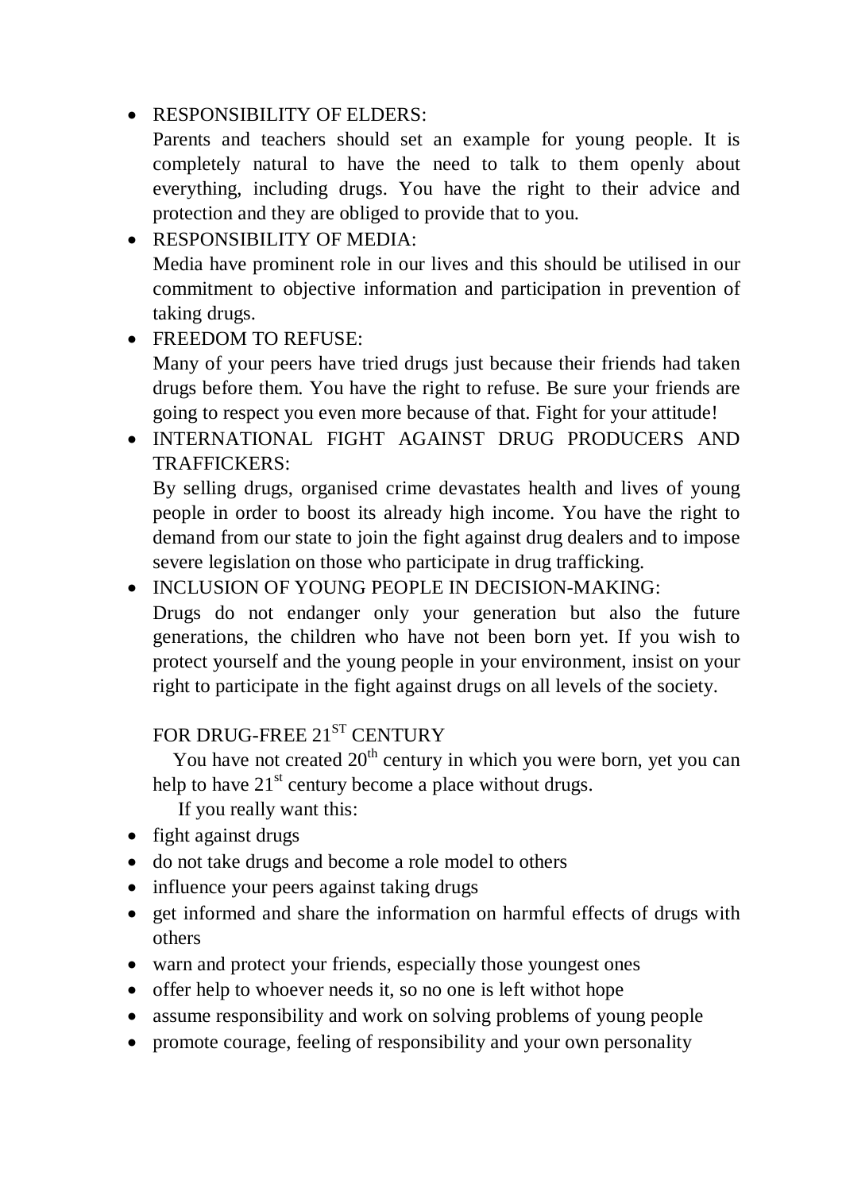- RESPONSIBILITY OF ELDERS:
  Parents and teachers should set an example for young people. It is completely natural to have the need to talk to them openly about everything, including drugs. You have the right to their advice and protection and they are obliged to provide that to you.
- RESPONSIBILITY OF MEDIA:
  Media have prominent role in our lives and this should be utilised in our commitment to objective information and participation in prevention of taking drugs.
- FREEDOM TO REFUSE:
  Many of your peers have tried drugs just because their friends had taken drugs before them. You have the right to refuse. Be sure your friends are going to respect you even more because of that. Fight for your attitude!
- INTERNATIONAL FIGHT AGAINST DRUG PRODUCERS AND TRAFFICKERS:
  By selling drugs, organised crime devastates health and lives of young people in order to boost its already high income. You have the right to demand from our state to join the fight against drug dealers and to impose severe legislation on those who participate in drug trafficking.
- INCLUSION OF YOUNG PEOPLE IN DECISION-MAKING:
  Drugs do not endanger only your generation but also the future generations, the children who have not been born yet. If you wish to protect yourself and the young people in your environment, insist on your right to participate in the fight against drugs on all levels of the society.

## FOR DRUG-FREE 21ST CENTURY

You have not created 20th century in which you were born, yet you can help to have 21st century become a place without drugs.

If you really want this:

- fight against drugs
- do not take drugs and become a role model to others
- influence your peers against taking drugs
- get informed and share the information on harmful effects of drugs with others
- warn and protect your friends, especially those youngest ones
- offer help to whoever needs it, so no one is left withot hope
- assume responsibility and work on solving problems of young people
- promote courage, feeling of responsibility and your own personality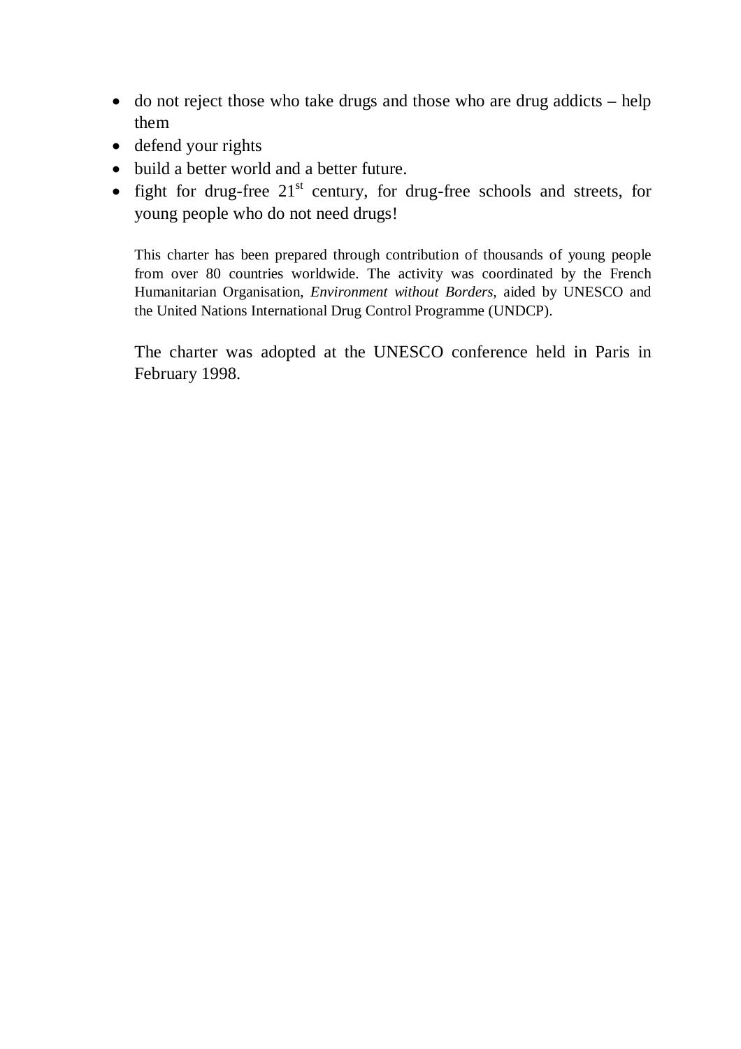- do not reject those who take drugs and those who are drug addicts – help them
- defend your rights
- build a better world and a better future.
- fight for drug-free 21$^{st}$ century, for drug-free schools and streets, for young people who do not need drugs!

This charter has been prepared through contribution of thousands of young people from over 80 countries worldwide. The activity was coordinated by the French Humanitarian Organisation, *Environment without Borders,* aided by UNESCO and the United Nations International Drug Control Programme (UNDCP).

The charter was adopted at the UNESCO conference held in Paris in February 1998.